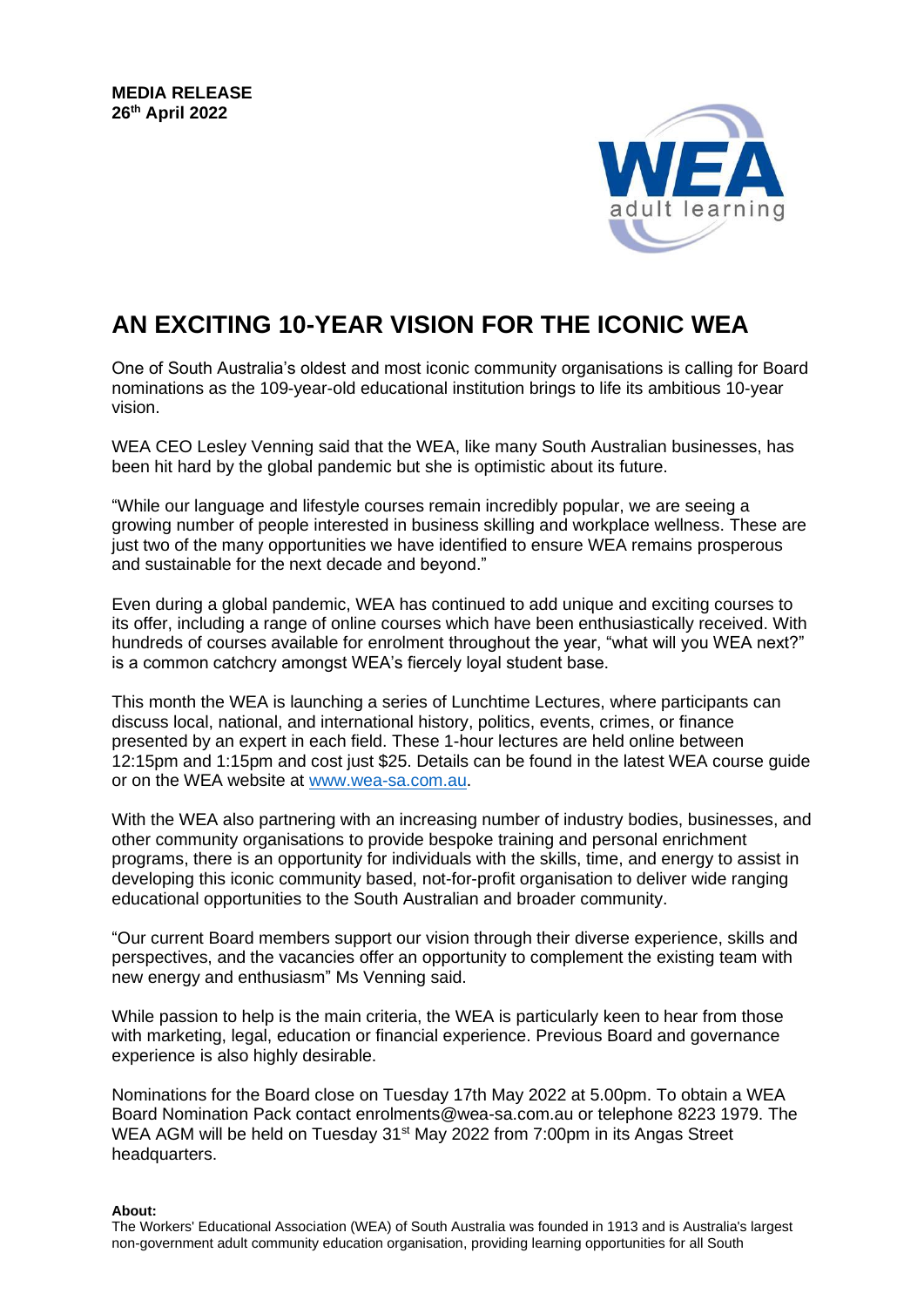**MEDIA RELEASE**
**26th April 2022**

# AN EXCITING 10-YEAR VISION FOR THE ICONIC WEA

One of South Australia's oldest and most iconic community organisations is calling for Board nominations as the 109-year-old educational institution brings to life its ambitious 10-year vision.

WEA CEO Lesley Venning said that the WEA, like many South Australian businesses, has been hit hard by the global pandemic but she is optimistic about its future.

"While our language and lifestyle courses remain incredibly popular, we are seeing a growing number of people interested in business skilling and workplace wellness. These are just two of the many opportunities we have identified to ensure WEA remains prosperous and sustainable for the next decade and beyond."

Even during a global pandemic, WEA has continued to add unique and exciting courses to its offer, including a range of online courses which have been enthusiastically received. With hundreds of courses available for enrolment throughout the year, "what will you WEA next?" is a common catchcry amongst WEA's fiercely loyal student base.

This month the WEA is launching a series of Lunchtime Lectures, where participants can discuss local, national, and international history, politics, events, crimes, or finance presented by an expert in each field. These 1-hour lectures are held online between 12:15pm and 1:15pm and cost just $25. Details can be found in the latest WEA course guide or on the WEA website at [www.wea-sa.com.au](http://www.wea-sa.com.au).

With the WEA also partnering with an increasing number of industry bodies, businesses, and other community organisations to provide bespoke training and personal enrichment programs, there is an opportunity for individuals with the skills, time, and energy to assist in developing this iconic community based, not-for-profit organisation to deliver wide ranging educational opportunities to the South Australian and broader community.

"Our current Board members support our vision through their diverse experience, skills and perspectives, and the vacancies offer an opportunity to complement the existing team with new energy and enthusiasm" Ms Venning said.

While passion to help is the main criteria, the WEA is particularly keen to hear from those with marketing, legal, education or financial experience. Previous Board and governance experience is also highly desirable.

Nominations for the Board close on Tuesday 17th May 2022 at 5.00pm. To obtain a WEA Board Nomination Pack contact enrolments@wea-sa.com.au or telephone 8223 1979. The WEA AGM will be held on Tuesday 31st May 2022 from 7:00pm in its Angas Street headquarters.

**About:**
The Workers' Educational Association (WEA) of South Australia was founded in 1913 and is Australia's largest non-government adult community education organisation, providing learning opportunities for all South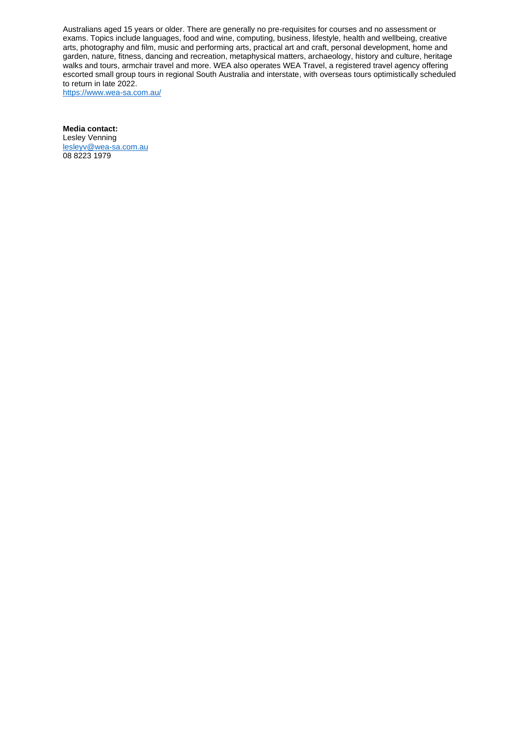Australians aged 15 years or older. There are generally no pre-requisites for courses and no assessment or exams. Topics include languages, food and wine, computing, business, lifestyle, health and wellbeing, creative arts, photography and film, music and performing arts, practical art and craft, personal development, home and garden, nature, fitness, dancing and recreation, metaphysical matters, archaeology, history and culture, heritage walks and tours, armchair travel and more. WEA also operates WEA Travel, a registered travel agency offering escorted small group tours in regional South Australia and interstate, with overseas tours optimistically scheduled to return in late 2022.
https://www.wea-sa.com.au/

**Media contact:**
Lesley Venning
lesleyv@wea-sa.com.au
08 8223 1979